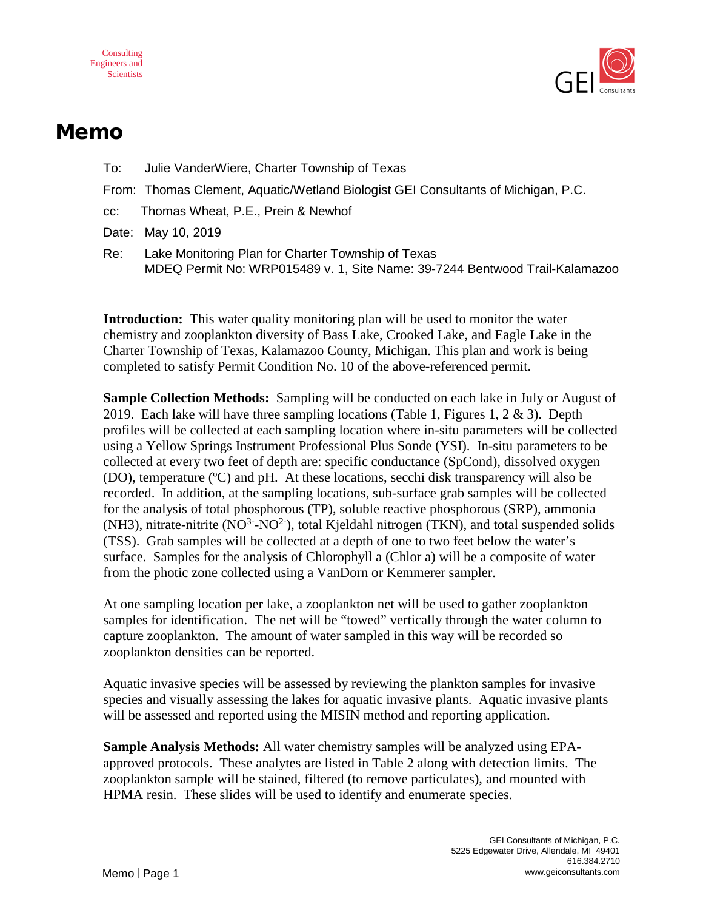Consulting Engineers and Scientists

# Memo

To: Julie VanderWiere, Charter Township of Texas

From: Thomas Clement, Aquatic/Wetland Biologist GEI Consultants of Michigan, P.C.

cc: Thomas Wheat, P.E., Prein & Newhof

Date: May 10, 2019

Re: Lake Monitoring Plan for Charter Township of Texas
MDEQ Permit No: WRP015489 v. 1, Site Name: 39-7244 Bentwood Trail-Kalamazoo

---

**Introduction:** This water quality monitoring plan will be used to monitor the water chemistry and zooplankton diversity of Bass Lake, Crooked Lake, and Eagle Lake in the Charter Township of Texas, Kalamazoo County, Michigan. This plan and work is being completed to satisfy Permit Condition No. 10 of the above-referenced permit.

**Sample Collection Methods:** Sampling will be conducted on each lake in July or August of 2019. Each lake will have three sampling locations (Table 1, Figures 1, 2 & 3). Depth profiles will be collected at each sampling location where in-situ parameters will be collected using a Yellow Springs Instrument Professional Plus Sonde (YSI). In-situ parameters to be collected at every two feet of depth are: specific conductance (SpCond), dissolved oxygen (DO), temperature (ºC) and pH. At these locations, secchi disk transparency will also be recorded. In addition, at the sampling locations, sub-surface grab samples will be collected for the analysis of total phosphorous (TP), soluble reactive phosphorous (SRP), ammonia (NH3), nitrate-nitrite ($NO^{3-}$-$NO^{2-}$), total Kjeldahl nitrogen (TKN), and total suspended solids (TSS). Grab samples will be collected at a depth of one to two feet below the water's surface. Samples for the analysis of Chlorophyll a (Chlor a) will be a composite of water from the photic zone collected using a VanDorn or Kemmerer sampler.

At one sampling location per lake, a zooplankton net will be used to gather zooplankton samples for identification. The net will be "towed" vertically through the water column to capture zooplankton. The amount of water sampled in this way will be recorded so zooplankton densities can be reported.

Aquatic invasive species will be assessed by reviewing the plankton samples for invasive species and visually assessing the lakes for aquatic invasive plants. Aquatic invasive plants will be assessed and reported using the MISIN method and reporting application.

**Sample Analysis Methods:** All water chemistry samples will be analyzed using EPA-approved protocols. These analytes are listed in Table 2 along with detection limits. The zooplankton sample will be stained, filtered (to remove particulates), and mounted with HPMA resin. These slides will be used to identify and enumerate species.

GEI Consultants of Michigan, P.C.
5225 Edgewater Drive, Allendale, MI 49401
616.384.2710
www.geiconsultants.com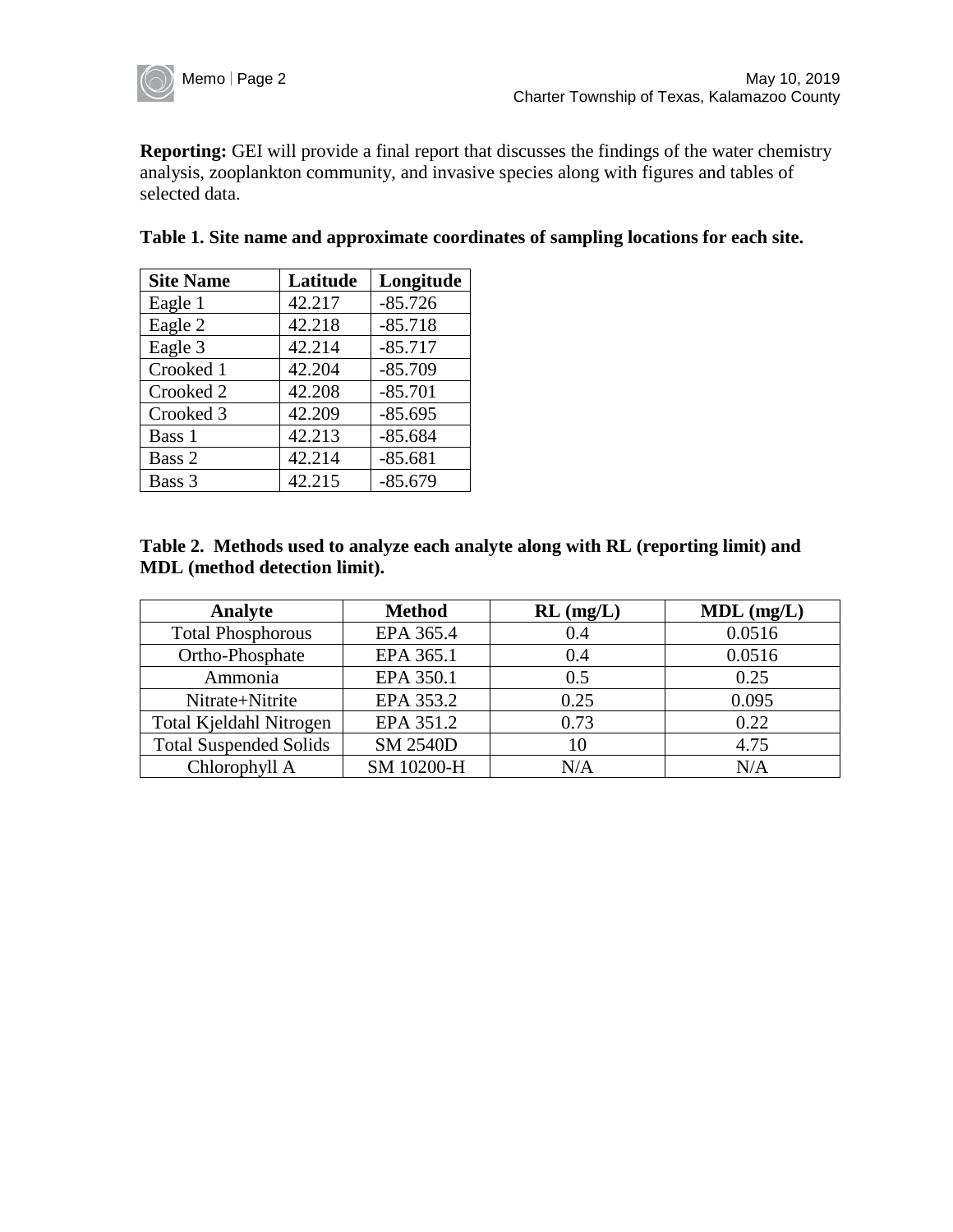**Reporting:** GEI will provide a final report that discusses the findings of the water chemistry analysis, zooplankton community, and invasive species along with figures and tables of selected data.

**Table 1. Site name and approximate coordinates of sampling locations for each site.**

| Site Name | Latitude | Longitude |
| --- | --- | --- |
| Eagle 1 | 42.217 | -85.726 |
| Eagle 2 | 42.218 | -85.718 |
| Eagle 3 | 42.214 | -85.717 |
| Crooked 1 | 42.204 | -85.709 |
| Crooked 2 | 42.208 | -85.701 |
| Crooked 3 | 42.209 | -85.695 |
| Bass 1 | 42.213 | -85.684 |
| Bass 2 | 42.214 | -85.681 |
| Bass 3 | 42.215 | -85.679 |

**Table 2. Methods used to analyze each analyte along with RL (reporting limit) and MDL (method detection limit).**

| Analyte | Method | RL (mg/L) | MDL (mg/L) |
| --- | --- | --- | --- |
| Total Phosphorous | EPA 365.4 | 0.4 | 0.0516 |
| Ortho-Phosphate | EPA 365.1 | 0.4 | 0.0516 |
| Ammonia | EPA 350.1 | 0.5 | 0.25 |
| Nitrate+Nitrite | EPA 353.2 | 0.25 | 0.095 |
| Total Kjeldahl Nitrogen | EPA 351.2 | 0.73 | 0.22 |
| Total Suspended Solids | SM 2540D | 10 | 4.75 |
| Chlorophyll A | SM 10200-H | N/A | N/A |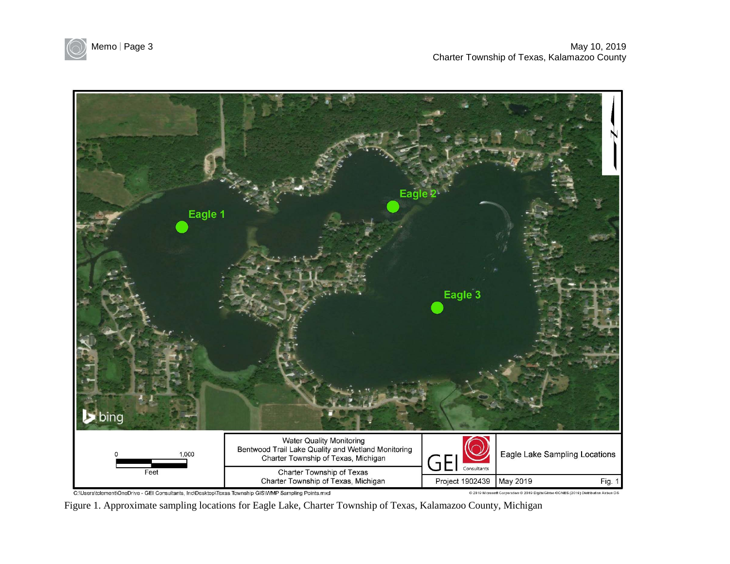Figure 1. Approximate sampling locations for Eagle Lake, Charter Township of Texas, Kalamazoo County, Michigan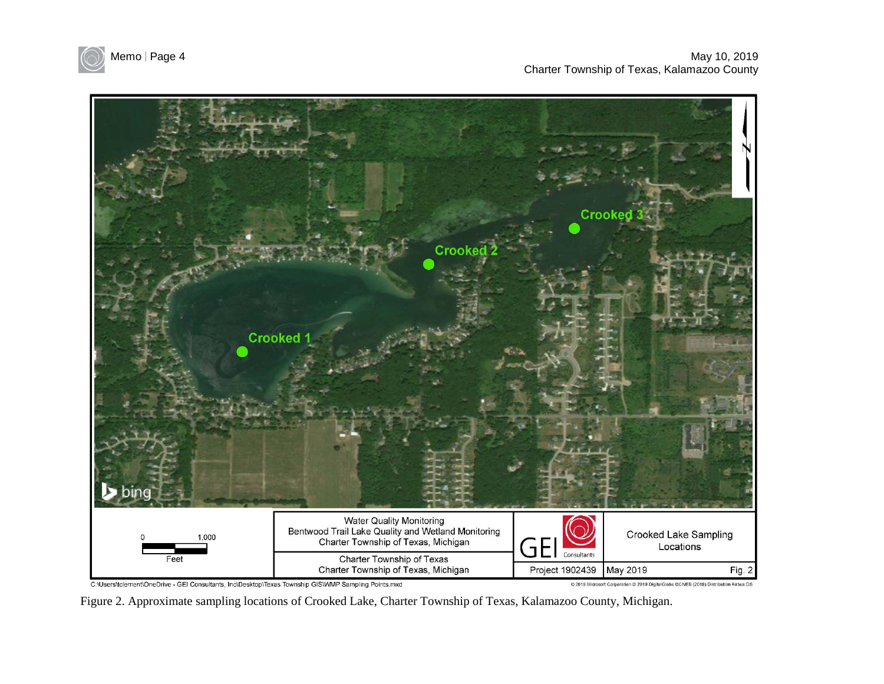Figure 2. Approximate sampling locations of Crooked Lake, Charter Township of Texas, Kalamazoo County, Michigan.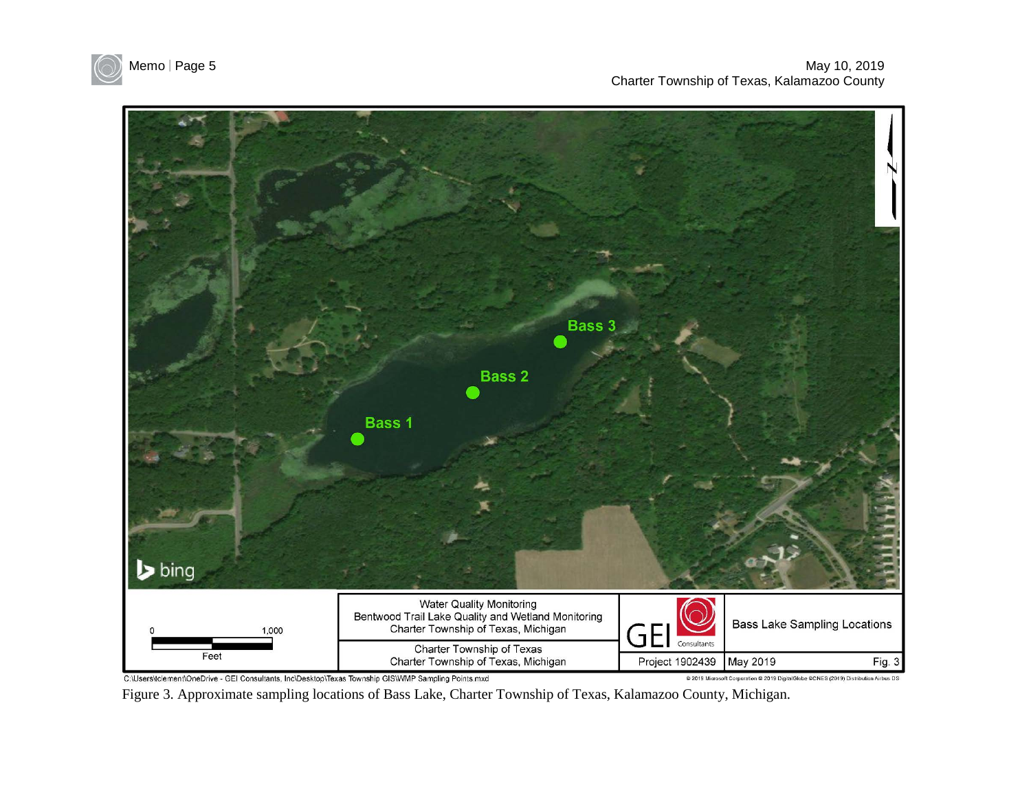Bass 3

Bass 2

Bass 1

bing

0 1,000

Feet

Water Quality Monitoring
Bentwood Trail Lake Quality and Wetland Monitoring
Charter Township of Texas, Michigan

Charter Township of Texas
Charter Township of Texas, Michigan

GEI Consultants

Project 1902439

Bass Lake Sampling Locations

May 2019

Fig. 3

C:\Users\tclement\OneDrive - GEI Consultants, Inc\Desktop\Texas Township GIS\WMP Sampling Points.mxd

© 2019 Microsoft Corporation © 2019 DigitalGlobe ©CNES (2019) Distribution Airbus DS

Figure 3. Approximate sampling locations of Bass Lake, Charter Township of Texas, Kalamazoo County, Michigan.